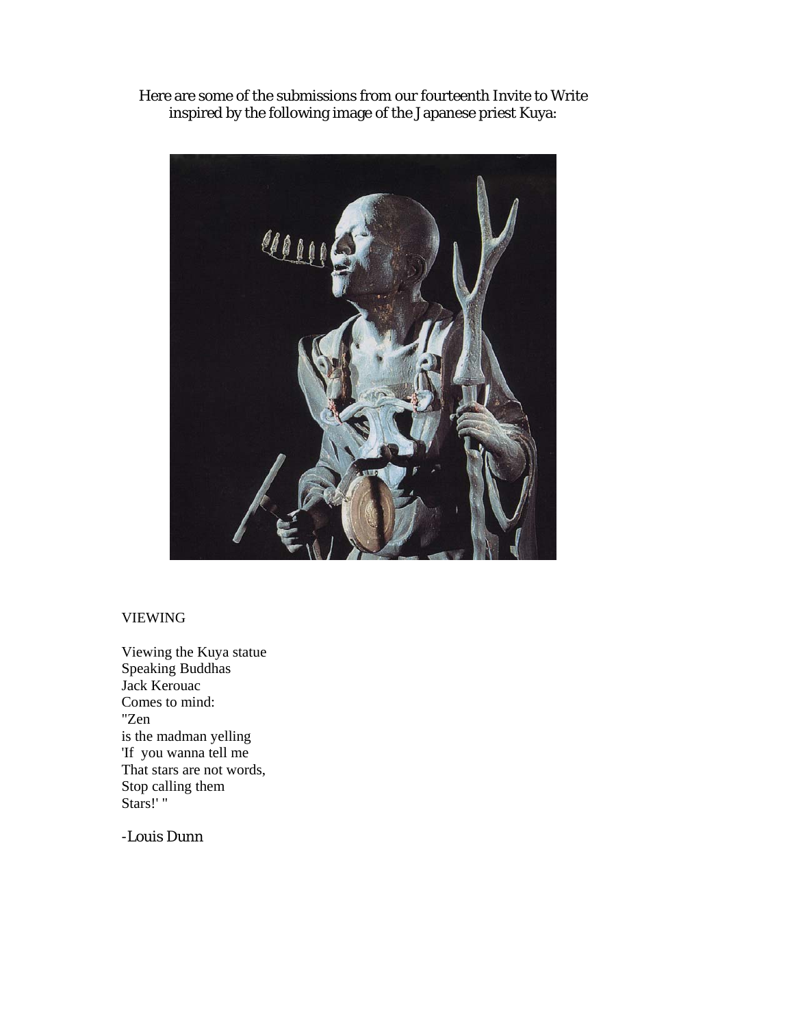Here are some of the submissions from our fourteenth Invite to Write inspired by the following image of the Japanese priest Kuya:

## VIEWING

Viewing the Kuya statue  
Speaking Buddhas  
Jack Kerouac  
Comes to mind:  
"Zen  
is the madman yelling  
'If you wanna tell me  
That stars are not words,  
Stop calling them  
Stars!' "

-Louis Dunn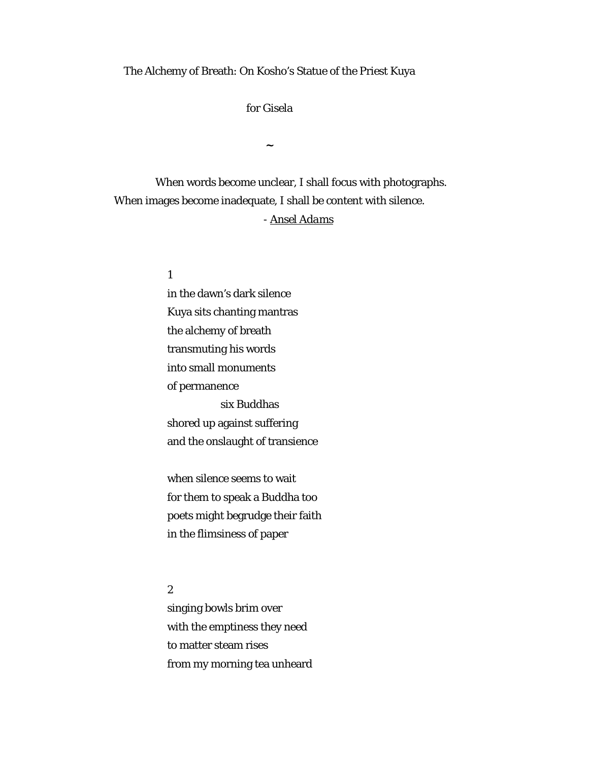# The Alchemy of Breath: On Kosho's Statue of the Priest Kuya

for Gisela

~

When words become unclear, I shall focus with photographs.
When images become inadequate, I shall be content with silence.
- Ansel Adams

1

in the dawn's dark silence
Kuya sits chanting mantras
the alchemy of breath
transmuting his words
into small monuments
of permanence
                six Buddhas
shored up against suffering
and the onslaught of transience

when silence seems to wait
for them to speak a Buddha too
poets might begrudge their faith
in the flimsiness of paper

2

singing bowls brim over
with the emptiness they need
to matter steam rises
from my morning tea unheard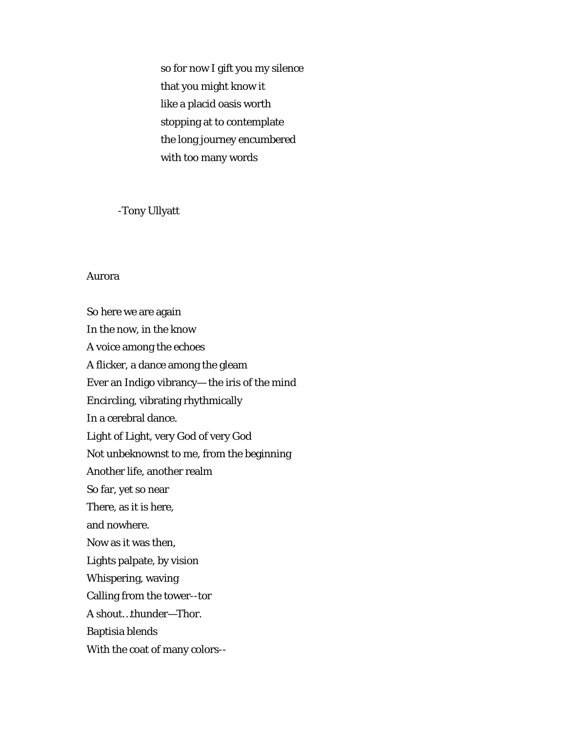so for now I gift you my silence
that you might know it
like a placid oasis worth
stopping at to contemplate
the long journey encumbered
with too many words

-Tony Ullyatt

Aurora

So here we are again
In the now, in the know
A voice among the echoes
A flicker, a dance among the gleam
Ever an Indigo vibrancy— the iris of the mind
Encircling, vibrating rhythmically
In a cerebral dance.
Light of Light, very God of very God
Not unbeknownst to me, from the beginning
Another life, another realm
So far, yet so near
There, as it is here,
and nowhere.
Now as it was then,
Lights palpate, by vision
Whispering, waving
Calling from the tower--tor
A shout…thunder—Thor.
Baptisia blends
With the coat of many colors--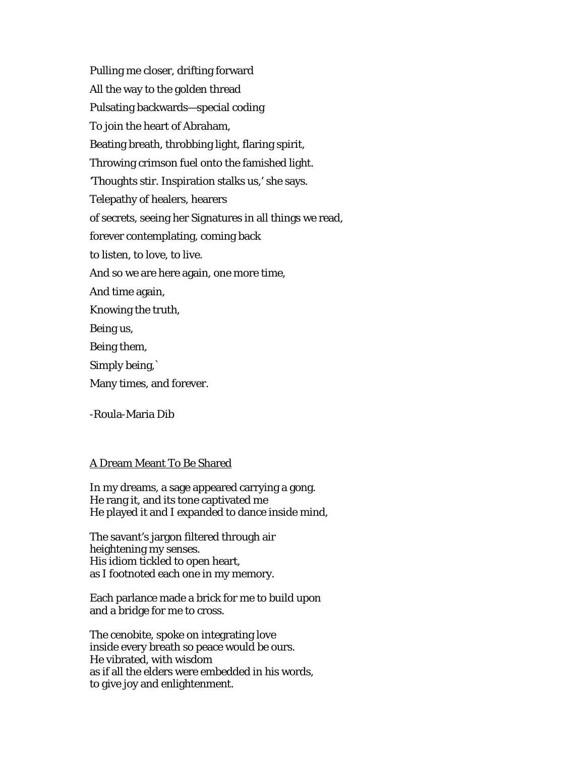Pulling me closer, drifting forward

All the way to the golden thread

Pulsating backwards—special coding

To join the heart of Abraham,

Beating breath, throbbing light, flaring spirit,

Throwing crimson fuel onto the famished light.

'Thoughts stir. Inspiration stalks us,' she says.

Telepathy of healers, hearers

of secrets, seeing her Signatures in all things we read,

forever contemplating, coming back

to listen, to love, to live.

And so we are here again, one more time,

And time again,

Knowing the truth,

Being us,

Being them,

Simply being,`

Many times, and forever.

-Roula-Maria Dib

## A Dream Meant To Be Shared

In my dreams, a sage appeared carrying a gong.
He rang it, and its tone captivated me
He played it and I expanded to dance inside mind,

The savant's jargon filtered through air
heightening my senses.
His idiom tickled to open heart,
as I footnoted each one in my memory.

Each parlance made a brick for me to build upon
and a bridge for me to cross.

The cenobite, spoke on integrating love
inside every breath so peace would be ours.
He vibrated, with wisdom
as if all the elders were embedded in his words,
to give joy and enlightenment.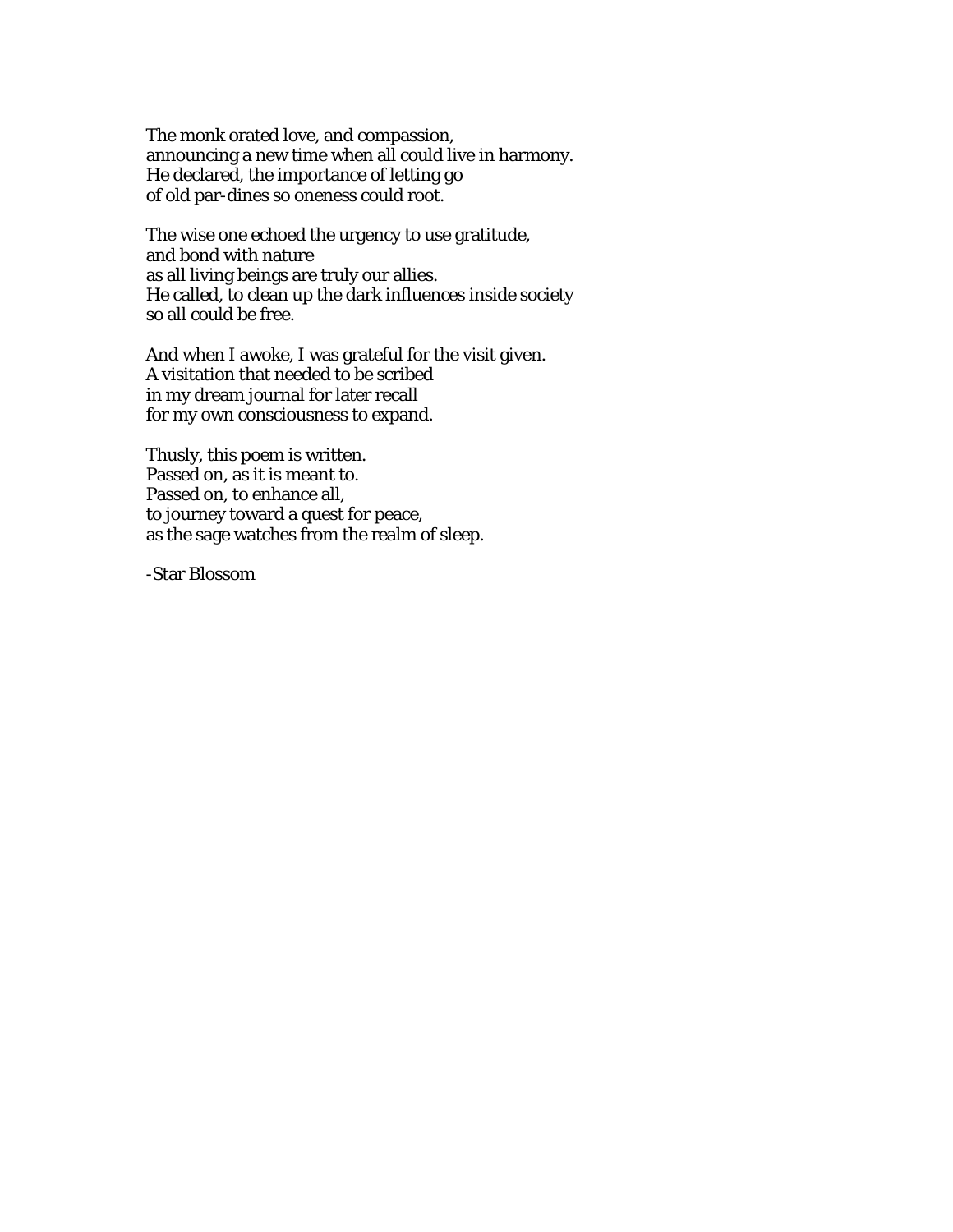The monk orated love, and compassion,
announcing a new time when all could live in harmony.
He declared, the importance of letting go
of old par-dines so oneness could root.

The wise one echoed the urgency to use gratitude,
and bond with nature
as all living beings are truly our allies.
He called, to clean up the dark influences inside society
so all could be free.

And when I awoke, I was grateful for the visit given.
A visitation that needed to be scribed
in my dream journal for later recall
for my own consciousness to expand.

Thusly, this poem is written.
Passed on, as it is meant to.
Passed on, to enhance all,
to journey toward a quest for peace,
as the sage watches from the realm of sleep.

-Star Blossom